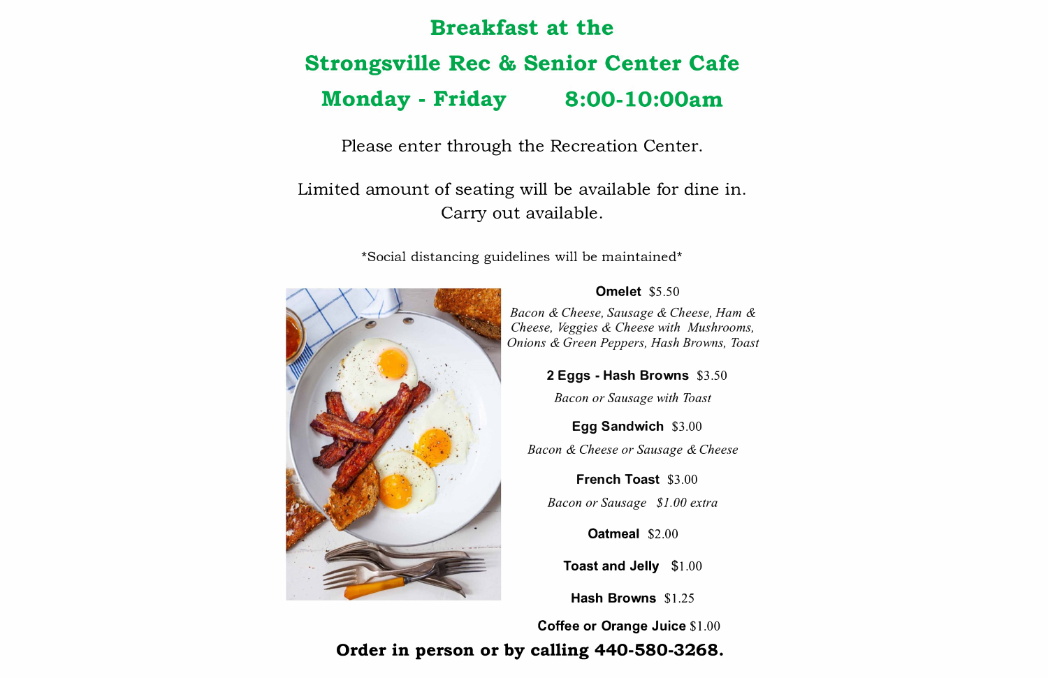# Breakfast at the

# Strongsville Rec & Senior Center Cafe

# Monday - Friday 8:00-10:00am

Please enter through the Recreation Center.

Limited amount of seating will be available for dine in.
Carry out available.

*Social distancing guidelines will be maintained*

**Omelet** $5.50

*Bacon & Cheese, Sausage & Cheese, Ham & Cheese, Veggies & Cheese with Mushrooms, Onions & Green Peppers, Hash Browns, Toast*

**2 Eggs - Hash Browns** $3.50

*Bacon or Sausage with Toast*

**Egg Sandwich** $3.00

*Bacon & Cheese or Sausage & Cheese*

**French Toast** $3.00

*Bacon or Sausage $1.00 extra*

**Oatmeal** $2.00

**Toast and Jelly** $1.00

**Hash Browns** $1.25

**Coffee or Orange Juice** $1.00

**Order in person or by calling 440-580-3268.**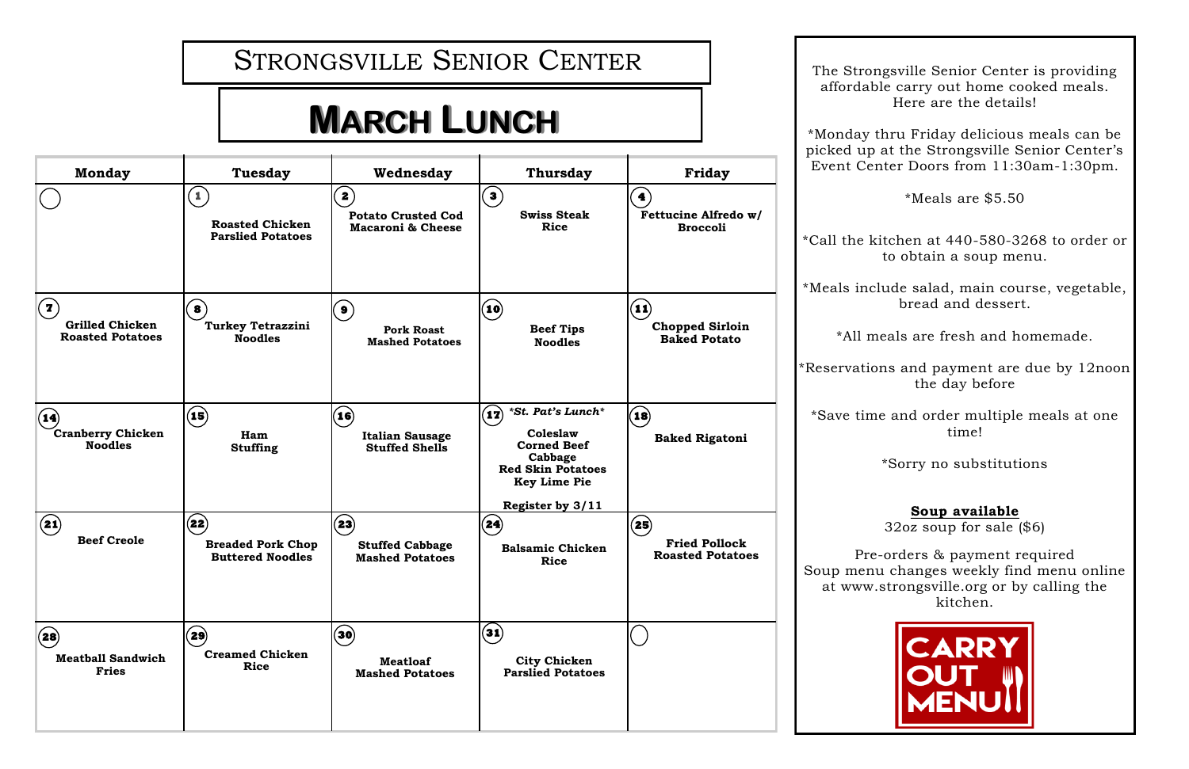# Strongsville Senior Center

# March Lunch

| Monday | Tuesday | Wednesday | Thursday | Friday |
|---|---|---|---|---|
| | 1 **Roasted Chicken** **Parslied Potatoes** | 2 **Potato Crusted Cod** **Macaroni & Cheese** | 3 **Swiss Steak** **Rice** | 4 **Fettucine Alfredo w/ Broccoli** |
| 7 **Grilled Chicken** **Roasted Potatoes** | 8 **Turkey Tetrazzini** **Noodles** | 9 **Pork Roast** **Mashed Potatoes** | 10 **Beef Tips** **Noodles** | 11 **Chopped Sirloin** **Baked Potato** |
| 14 **Cranberry Chicken** **Noodles** | 15 **Ham** **Stuffing** | 16 **Italian Sausage** **Stuffed Shells** | 17 ***St. Pat's Lunch*** **Coleslaw** **Corned Beef** **Cabbage** **Red Skin Potatoes** **Key Lime Pie** **Register by 3/11** | 18 **Baked Rigatoni** |
| 21 **Beef Creole** | 22 **Breaded Pork Chop** **Buttered Noodles** | 23 **Stuffed Cabbage** **Mashed Potatoes** | 24 **Balsamic Chicken** **Rice** | 25 **Fried Pollock** **Roasted Potatoes** |
| 28 **Meatball Sandwich** **Fries** | 29 **Creamed Chicken** **Rice** | 30 **Meatloaf** **Mashed Potatoes** | 31 **City Chicken** **Parslied Potatoes** | |

The Strongsville Senior Center is providing affordable carry out home cooked meals. Here are the details!

*Monday thru Friday delicious meals can be picked up at the Strongsville Senior Center's Event Center Doors from 11:30am-1:30pm.

*Meals are $5.50

*Call the kitchen at 440-580-3268 to order or to obtain a soup menu.

*Meals include salad, main course, vegetable, bread and dessert.

*All meals are fresh and homemade.

*Reservations and payment are due by 12noon the day before

*Save time and order multiple meals at one time!

*Sorry no substitutions

**Soup available**

32oz soup for sale ($6)

Pre-orders & payment required
Soup menu changes weekly find menu online at www.strongsville.org or by calling the kitchen.

CARRY OUT MENU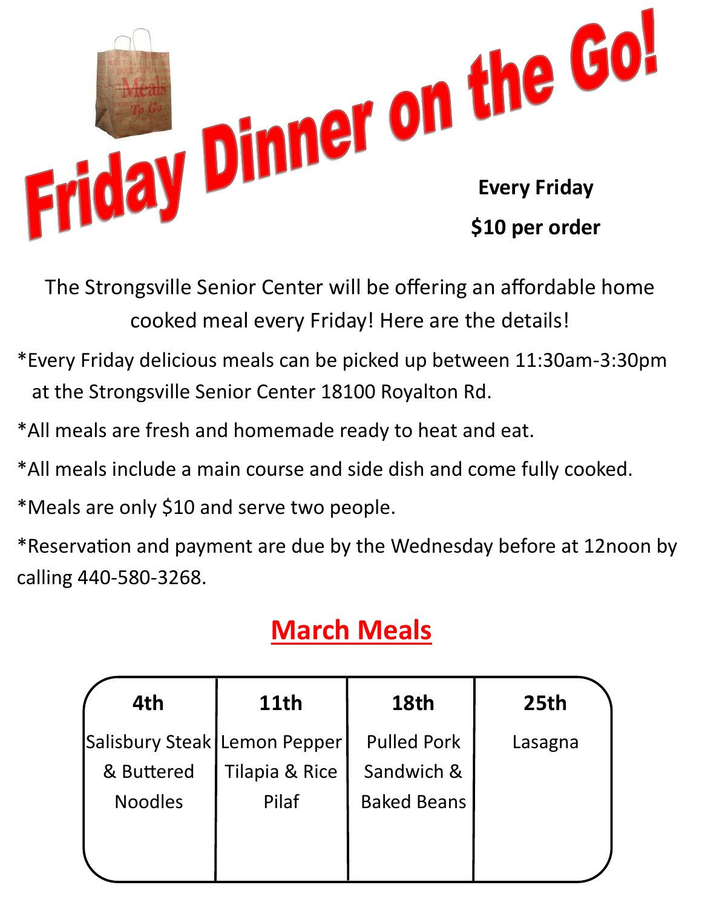# Friday Dinner on the Go!

**Every Friday**

**$10 per order**

The Strongsville Senior Center will be offering an affordable home cooked meal every Friday! Here are the details!

*Every Friday delicious meals can be picked up between 11:30am-3:30pm at the Strongsville Senior Center 18100 Royalton Rd.

*All meals are fresh and homemade ready to heat and eat.

*All meals include a main course and side dish and come fully cooked.

*Meals are only $10 and serve two people.

*Reservation and payment are due by the Wednesday before at 12noon by calling 440-580-3268.

## March Meals

| 4th | 11th | 18th | 25th |
|---|---|---|---|
| Salisbury Steak & Buttered Noodles | Lemon Pepper Tilapia & Rice Pilaf | Pulled Pork Sandwich & Baked Beans | Lasagna |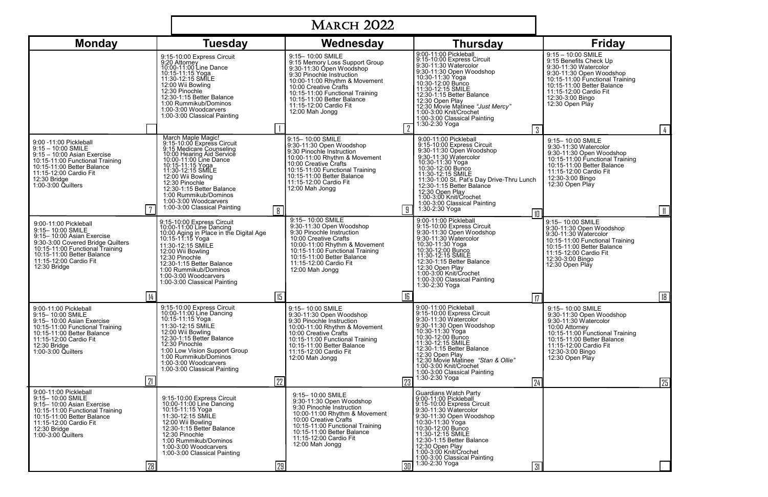# March 2022

| Monday | Tuesday | Wednesday | Thursday | Friday |
|---|---|---|---|---|
| | 1<br>9:15-10:00 Express Circuit<br>9:20 Attorney<br>10:00-11:00 Line Dance<br>10:15-11:15 Yoga<br>11:30-12:15 SMILE<br>12:00 Wii Bowling<br>12:30 Pinochle<br>12:30-1:15 Better Balance<br>1:00 Rummikub/Dominos<br>1:00-3:00 Woodcarvers<br>1:00-3:00 Classical Painting | 2<br>9:15– 10:00 SMILE<br>9:15 Memory Loss Support Group<br>9:30-11:30 Open Woodshop<br>9:30 Pinochle Instruction<br>10:00-11:00 Rhythm & Movement<br>10:00 Creative Crafts<br>10:15-11:00 Functional Training<br>10:15-11:00 Better Balance<br>11:15-12:00 Cardio Fit<br>12:00 Mah Jongg | 3<br>9:00-11:00 Pickleball<br>9:15-10:00 Express Circuit<br>9:30-11:30 Watercolor<br>9:30-11:30 Open Woodshop<br>10:30-11:30 Yoga<br>10:30-12:00 Bunco<br>11:30-12:15 SMILE<br>12:30-1:15 Better Balance<br>12:30 Open Play<br>12:30 Movie Matinee *"Just Mercy"*<br>1:00-3:00 Knit/Crochet<br>1:00-3:00 Classical Painting<br>1:30-2:30 Yoga | 4<br>9:15 – 10:00 SMILE<br>9:15 Benefits Check Up<br>9:30-11:30 Watercolor<br>9:30-11:30 Open Woodshop<br>10:15-11:00 Functional Training<br>10:15-11:00 Better Balance<br>11:15-12:00 Cardio Fit<br>12:30-3:00 Bingo<br>12:30 Open Play |
| 7<br>9:00 -11:00 Pickleball<br>9:15 – 10:00 SMILE<br>9:15 – 10:00 Asian Exercise<br>10:15-11:00 Functional Training<br>10:15-11:00 Better Balance<br>11:15-12:00 Cardio Fit<br>12:30 Bridge<br>1:00-3:00 Quilters | 8<br>March Maple Magic!<br>9:15-10:00 Express Circuit<br>9:15 Medicare Counseling<br>10:00 Hearing Aid Service<br>10:00-11:00 Line Dance<br>10:15-11:15 Yoga<br>11:30-12:15 SMILE<br>12:00 Wii Bowling<br>12:30 Pinochle<br>12:30-1:15 Better Balance<br>1:00 Rummikub/Dominos<br>1:00-3:00 Woodcarvers<br>1:00-3:00 Classical Painting | 9<br>9:15– 10:00 SMILE<br>9:30-11:30 Open Woodshop<br>9:30 Pinochle Instruction<br>10:00-11:00 Rhythm & Movement<br>10:00 Creative Crafts<br>10:15-11:00 Functional Training<br>10:15-11:00 Better Balance<br>11:15-12:00 Cardio Fit<br>12:00 Mah Jongg | 10<br>9:00-11:00 Pickleball<br>9:15-10:00 Express Circuit<br>9:30-11:30 Open Woodshop<br>9:30-11:30 Watercolor<br>10:30-11:30 Yoga<br>10:30-12:00 Bunco<br>11:30-12:15 SMILE<br>11:30-1:00 St. Pat's Day Drive-Thru Lunch<br>12:30-1:15 Better Balance<br>12:30 Open Play<br>1:00-3:00 Knit/Crochet<br>1:00-3:00 Classical Painting<br>1:30-2:30 Yoga | 11<br>9:15– 10:00 SMILE<br>9:30-11:30 Watercolor<br>9:30-11:30 Open Woodshop<br>10:15-11:00 Functional Training<br>10:15-11:00 Better Balance<br>11:15-12:00 Cardio Fit<br>12:30-3:00 Bingo<br>12:30 Open Play |
| 14<br>9:00-11:00 Pickleball<br>9:15– 10:00 SMILE<br>9:15– 10:00 Asian Exercise<br>9:30-3:00 Covered Bridge Quilters<br>10:15-11:00 Functional Training<br>10:15-11:00 Better Balance<br>11:15-12:00 Cardio Fit<br>12:30 Bridge | 15<br>9:15-10:00 Express Circuit<br>10:00-11:00 Line Dancing<br>10:00 Aging in Place in the Digital Age<br>10:15-11:15 Yoga<br>11:30-12:15 SMILE<br>12:00 Wii Bowling<br>12:30 Pinochle<br>12:30-1:15 Better Balance<br>1:00 Rummikub/Dominos<br>1:00-3:00 Woodcarvers<br>1:00-3:00 Classical Painting | 16<br>9:15– 10:00 SMILE<br>9:30-11:30 Open Woodshop<br>9:30 Pinochle Instruction<br>10:00 Creative Crafts<br>10:00-11:00 Rhythm & Movement<br>10:15-11:00 Functional Training<br>10:15-11:00 Better Balance<br>11:15-12:00 Cardio Fit<br>12:00 Mah Jongg | 17<br>9:00-11:00 Pickleball<br>9:15-10:00 Express Circuit<br>9:30-11:30 Open Woodshop<br>9:30-11:30 Watercolor<br>10:30-11:30 Yoga<br>10:30-12:00 Bunco<br>11:30-12:15 SMILE<br>12:30-1:15 Better Balance<br>12:30 Open Play<br>1:00-3:00 Knit/Crochet<br>1:00-3:00 Classical Painting<br>1:30-2:30 Yoga | 18<br>9:15– 10:00 SMILE<br>9:30-11:30 Open Woodshop<br>9:30-11:30 Watercolor<br>10:15-11:00 Functional Training<br>10:15-11:00 Better Balance<br>11:15-12:00 Cardio Fit<br>12:30-3:00 Bingo<br>12:30 Open Play |
| 21<br>9:00-11:00 Pickleball<br>9:15– 10:00 SMILE<br>9:15– 10:00 Asian Exercise<br>10:15-11:00 Functional Training<br>10:15-11:00 Better Balance<br>11:15-12:00 Cardio Fit<br>12:30 Bridge<br>1:00-3:00 Quilters | 22<br>9:15-10:00 Express Circuit<br>10:00-11:00 Line Dancing<br>10:15-11:15 Yoga<br>11:30-12:15 SMILE<br>12:00 Wii Bowling<br>12:30-1:15 Better Balance<br>12:30 Pinochle<br>1:00 Low Vision Support Group<br>1:00 Rummikub/Dominos<br>1:00-3:00 Woodcarvers<br>1:00-3:00 Classical Painting | 23<br>9:15– 10:00 SMILE<br>9:30-11:30 Open Woodshop<br>9:30 Pinochle Instruction<br>10:00-11:00 Rhythm & Movement<br>10:00 Creative Crafts<br>10:15-11:00 Functional Training<br>10:15-11:00 Better Balance<br>11:15-12:00 Cardio Fit<br>12:00 Mah Jongg | 24<br>9:00-11:00 Pickleball<br>9:15-10:00 Express Circuit<br>9:30-11:30 Watercolor<br>9:30-11:30 Open Woodshop<br>10:30-11:30 Yoga<br>10:30-12:00 Bunco<br>11:30-12:15 SMILE<br>12:30-1:15 Better Balance<br>12:30 Open Play<br>12:30 Movie Matinee *"Stan & Ollie"*<br>1:00-3:00 Knit/Crochet<br>1:00-3:00 Classical Painting<br>1:30-2:30 Yoga | 25<br>9:15– 10:00 SMILE<br>9:30-11:30 Open Woodshop<br>9:30-11:30 Watercolor<br>10:00 Attorney<br>10:15-11:00 Functional Training<br>10:15-11:00 Better Balance<br>11:15-12:00 Cardio Fit<br>12:30-3:00 Bingo<br>12:30 Open Play |
| 28<br>9:00-11:00 Pickleball<br>9:15– 10:00 SMILE<br>9:15– 10:00 Asian Exercise<br>10:15-11:00 Functional Training<br>10:15-11:00 Better Balance<br>11:15-12:00 Cardio Fit<br>12:30 Bridge<br>1:00-3:00 Quilters | 29<br>9:15-10:00 Express Circuit<br>10:00-11:00 Line Dancing<br>10:15-11:15 Yoga<br>11:30-12:15 SMILE<br>12:00 Wii Bowling<br>12:30-1:15 Better Balance<br>12:30 Pinochle<br>1:00 Rummikub/Dominos<br>1:00-3:00 Woodcarvers<br>1:00-3:00 Classical Painting | 30<br>9:15– 10:00 SMILE<br>9:30-11:30 Open Woodshop<br>9:30 Pinochle Instruction<br>10:00-11:00 Rhythm & Movement<br>10:00 Creative Crafts<br>10:15-11:00 Functional Training<br>10:15-11:00 Better Balance<br>11:15-12:00 Cardio Fit<br>12:00 Mah Jongg | 31<br>Guardians Watch Party<br>9:00-11:00 Pickleball<br>9:15-10:00 Express Circuit<br>9:30-11:30 Watercolor<br>9:30-11:30 Open Woodshop<br>10:30-11:30 Yoga<br>10:30-12:00 Bunco<br>11:30-12:15 SMILE<br>12:30-1:15 Better Balance<br>12:30 Open Play<br>1:00-3:00 Knit/Crochet<br>1:00-3:00 Classical Painting<br>1:30-2:30 Yoga | |